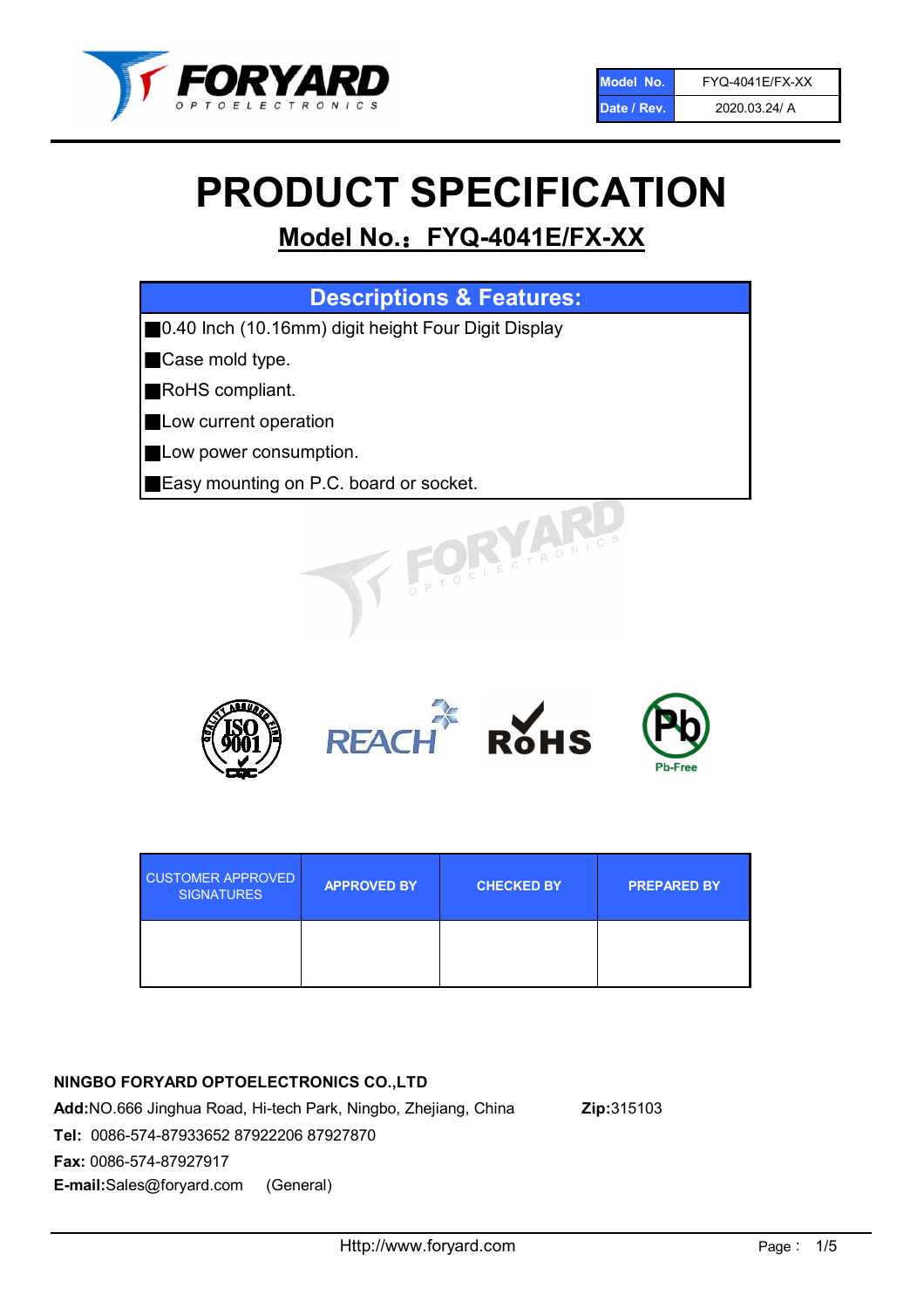| Model No. | FYQ-4041E/FX-XX |
| --- | --- |
| Date / Rev. | 2020.03.24/ A |

# PRODUCT SPECIFICATION

## Model No.：FYQ-4041E/FX-XX

| Descriptions & Features: |
| --- |
| ■0.40 Inch (10.16mm) digit height Four Digit Display |
| ■Case mold type. |
| ■RoHS compliant. |
| ■Low current operation |
| ■Low power consumption. |
| ■Easy mounting on P.C. board or socket. |

| CUSTOMER APPROVED SIGNATURES | APPROVED BY | CHECKED BY | PREPARED BY |
| --- | --- | --- | --- |
| | | | |

**NINGBO FORYARD OPTOELECTRONICS CO.,LTD**

**Add:**NO.666 Jinghua Road, Hi-tech Park, Ningbo, Zhejiang, China **Zip:**315103

**Tel:** 0086-574-87933652 87922206 87927870

**Fax:** 0086-574-87927917

**E-mail:**Sales@foryard.com (General)

Http://www.foryard.com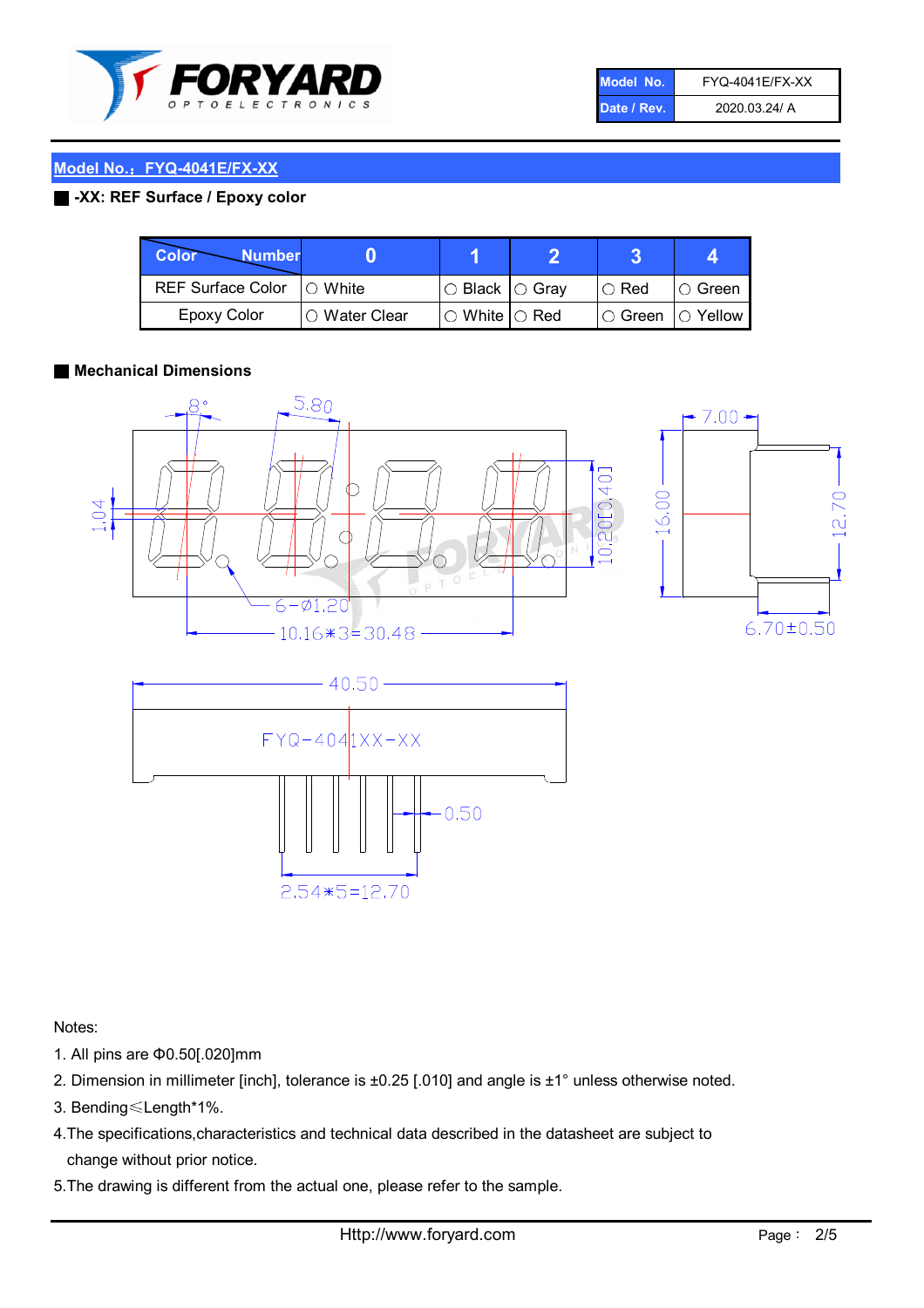| Model No. | FYQ-4041E/FX-XX |
| --- | --- |
| Date / Rev. | 2020.03.24/ A |

## Model No.：FYQ-4041E/FX-XX

### -XX: REF Surface / Epoxy color

| Color \ Number | 0 | 1 | 2 | 3 | 4 |
| --- | --- | --- | --- | --- | --- |
| REF Surface Color | ○ White | ○ Black | ○ Gray | ○ Red | ○ Green |
| Epoxy Color | ○ Water Clear | ○ White | ○ Red | ○ Green | ○ Yellow |

### Mechanical Dimensions

8°, 5.80, 1.04, 6-Ø1.20, 10.16*3=30.48, 10.20[0.401], 16.00, 7.00, 12.70, 6.70±0.50, 40.50, FYQ-4041XX-XX, 0.50, 2.54*5=12.70

Notes:

1. All pins are Φ0.50[.020]mm
2. Dimension in millimeter [inch], tolerance is ±0.25 [.010] and angle is ±1° unless otherwise noted.
3. Bending≤Length*1%.
4. The specifications,characteristics and technical data described in the datasheet are subject to change without prior notice.
5. The drawing is different from the actual one, please refer to the sample.

Http://www.foryard.com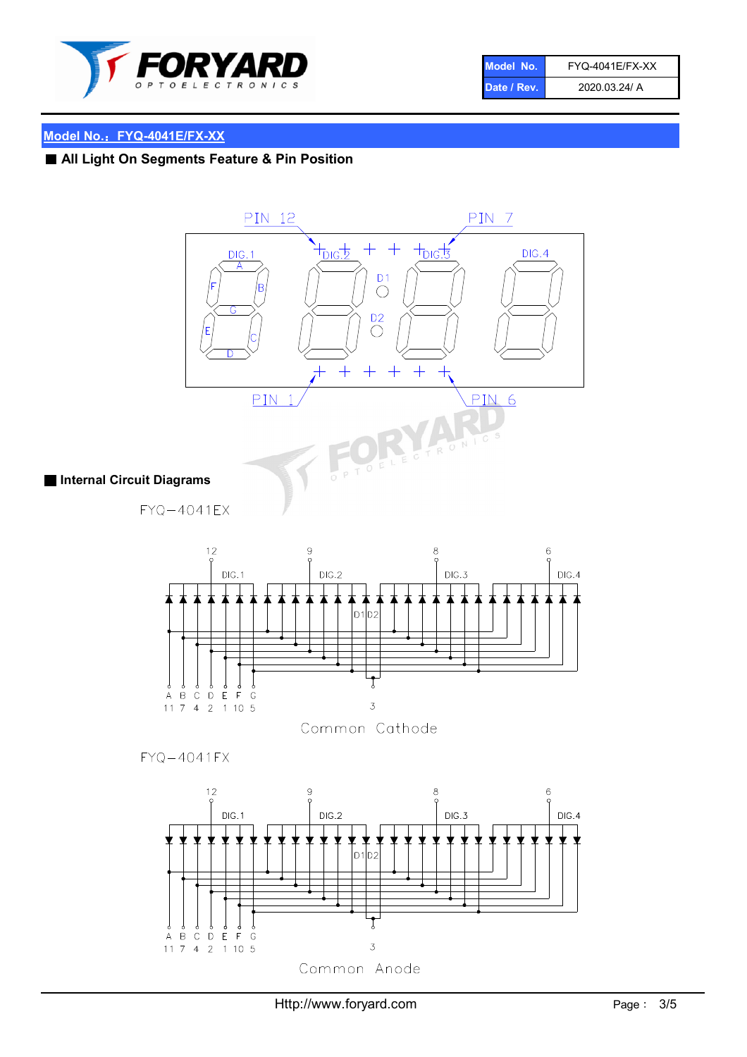| Model No. | FYQ-4041E/FX-XX |
| --- | --- |
| Date / Rev. | 2020.03.24/ A |

## Model No.：FYQ-4041E/FX-XX

### ■ All Light On Segments Feature & Pin Position

PIN 12 PIN 7

DIG.1 DIG.2 DIG.3 DIG.4

A B C D E F G D1 D2

PIN 1 PIN 6

### ■ Internal Circuit Diagrams

FYQ−4041EX

12 9 8 6

DIG.1 DIG.2 DIG.3 DIG.4

D1 D2

| A | B | C | D | E | F | G | | 
| --- | --- | --- | --- | --- | --- | --- | --- |
| 11 | 7 | 4 | 2 | 1 | 10 | 5 | 3 |

Common Cathode

FYQ−4041FX

12 9 8 6

DIG.1 DIG.2 DIG.3 DIG.4

D1 D2

| A | B | C | D | E | F | G | |
| --- | --- | --- | --- | --- | --- | --- | --- |
| 11 | 7 | 4 | 2 | 1 | 10 | 5 | 3 |

Common Anode

Http://www.foryard.com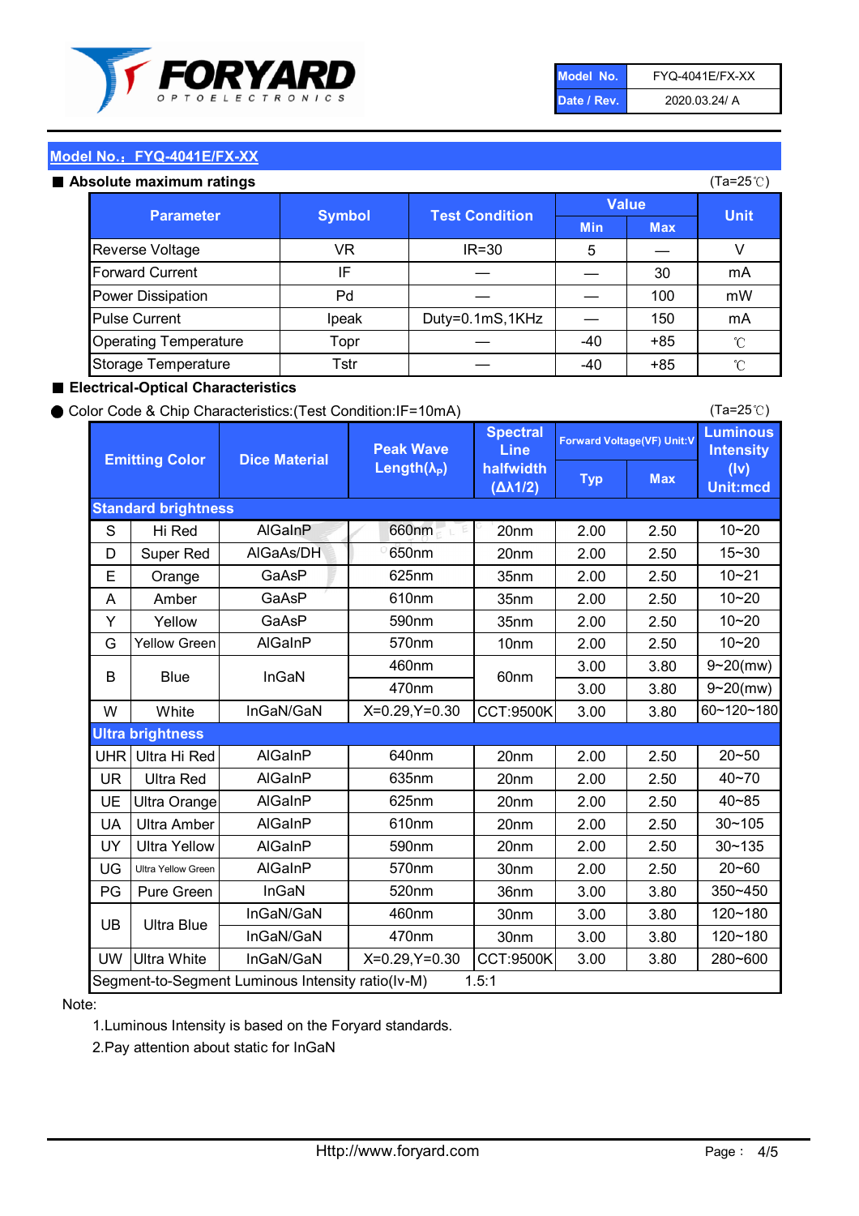FORYARD OPTOELECTRONICS

| Model No. | FYQ-4041E/FX-XX |
|---|---|
| Date / Rev. | 2020.03.24/ A |

## Model No.: FYQ-4041E/FX-XX

### ■ Absolute maximum ratings

(Ta=25℃)

| Parameter | Symbol | Test Condition | Value | | Unit |
|---|---|---|---|---|---|
| | | | Min | Max | |
| Reverse Voltage | VR | IR=30 | 5 | — | V |
| Forward Current | IF | — | — | 30 | mA |
| Power Dissipation | Pd | — | — | 100 | mW |
| Pulse Current | Ipeak | Duty=0.1mS,1KHz | — | 150 | mA |
| Operating Temperature | Topr | — | -40 | +85 | ℃ |
| Storage Temperature | Tstr | — | -40 | +85 | ℃ |

### ■ Electrical-Optical Characteristics

● Color Code & Chip Characteristics:(Test Condition:IF=10mA)

(Ta=25℃)

| Emitting Color | | Dice Material | Peak Wave Length($\lambda_P$) | Spectral Line halfwidth ($\Delta\lambda 1/2$) | Forward Voltage(VF) Unit:V | | Luminous Intensity (Iv) Unit:mcd |
|---|---|---|---|---|---|---|---|
| | | | | | Typ | Max | |
| **Standard brightness** | | | | | | | |
| S | Hi Red | AlGaInP | 660nm | 20nm | 2.00 | 2.50 | 10~20 |
| D | Super Red | AlGaAs/DH | 650nm | 20nm | 2.00 | 2.50 | 15~30 |
| E | Orange | GaAsP | 625nm | 35nm | 2.00 | 2.50 | 10~21 |
| A | Amber | GaAsP | 610nm | 35nm | 2.00 | 2.50 | 10~20 |
| Y | Yellow | GaAsP | 590nm | 35nm | 2.00 | 2.50 | 10~20 |
| G | Yellow Green | AlGaInP | 570nm | 10nm | 2.00 | 2.50 | 10~20 |
| B | Blue | InGaN | 460nm | 60nm | 3.00 | 3.80 | 9~20(mw) |
| | | | 470nm | | 3.00 | 3.80 | 9~20(mw) |
| W | White | InGaN/GaN | X=0.29,Y=0.30 | CCT:9500K | 3.00 | 3.80 | 60~120~180 |
| **Ultra brightness** | | | | | | | |
| UHR | Ultra Hi Red | AlGaInP | 640nm | 20nm | 2.00 | 2.50 | 20~50 |
| UR | Ultra Red | AlGaInP | 635nm | 20nm | 2.00 | 2.50 | 40~70 |
| UE | Ultra Orange | AlGaInP | 625nm | 20nm | 2.00 | 2.50 | 40~85 |
| UA | Ultra Amber | AlGaInP | 610nm | 20nm | 2.00 | 2.50 | 30~105 |
| UY | Ultra Yellow | AlGaInP | 590nm | 20nm | 2.00 | 2.50 | 30~135 |
| UG | Ultra Yellow Green | AlGaInP | 570nm | 30nm | 2.00 | 2.50 | 20~60 |
| PG | Pure Green | InGaN | 520nm | 36nm | 3.00 | 3.80 | 350~450 |
| UB | Ultra Blue | InGaN/GaN | 460nm | 30nm | 3.00 | 3.80 | 120~180 |
| | | InGaN/GaN | 470nm | 30nm | 3.00 | 3.80 | 120~180 |
| UW | Ultra White | InGaN/GaN | X=0.29,Y=0.30 | CCT:9500K | 3.00 | 3.80 | 280~600 |
| Segment-to-Segment Luminous Intensity ratio(Iv-M) | | | | 1.5:1 | | | |

Note:

1.Luminous Intensity is based on the Foryard standards.

2.Pay attention about static for InGaN

Http://www.foryard.com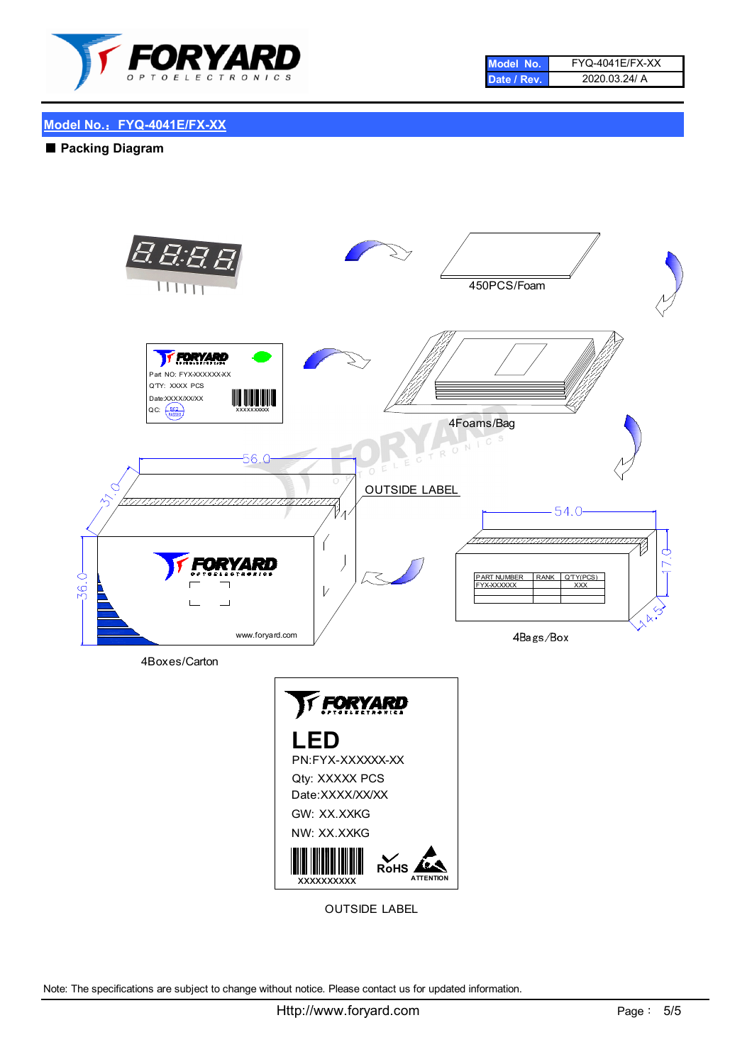| Model No. | FYQ-4041E/FX-XX |
| --- | --- |
| Date / Rev. | 2020.03.24/ A |

## Model No.：FYQ-4041E/FX-XX

■ **Packing Diagram**

450PCS/Foam

Part NO: FYX-XXXXXX-XX
Q'TY: XXXX PCS
Date:XXXX/XX/XX
QC:
XXXXXXXXX

4Foams/Bag

56.0

31.0

36.0

OUTSIDE LABEL

www.foryard.com

4Boxes/Carton

54.0

17.0

14.5

| PART NUMBER | RANK | Q'TY(PCS) |
| --- | --- | --- |
| FYX-XXXXXX | | XXX |
| | | |
| | | |

4Bags/Box

LED
PN:FYX-XXXXXX-XX
Qty: XXXXX PCS
Date:XXXX/XX/XX
GW: XX.XXKG
NW: XX.XXKG
XXXXXXXXXX
RoHS
ATTENTION

OUTSIDE LABEL

Note: The specifications are subject to change without notice. Please contact us for updated information.